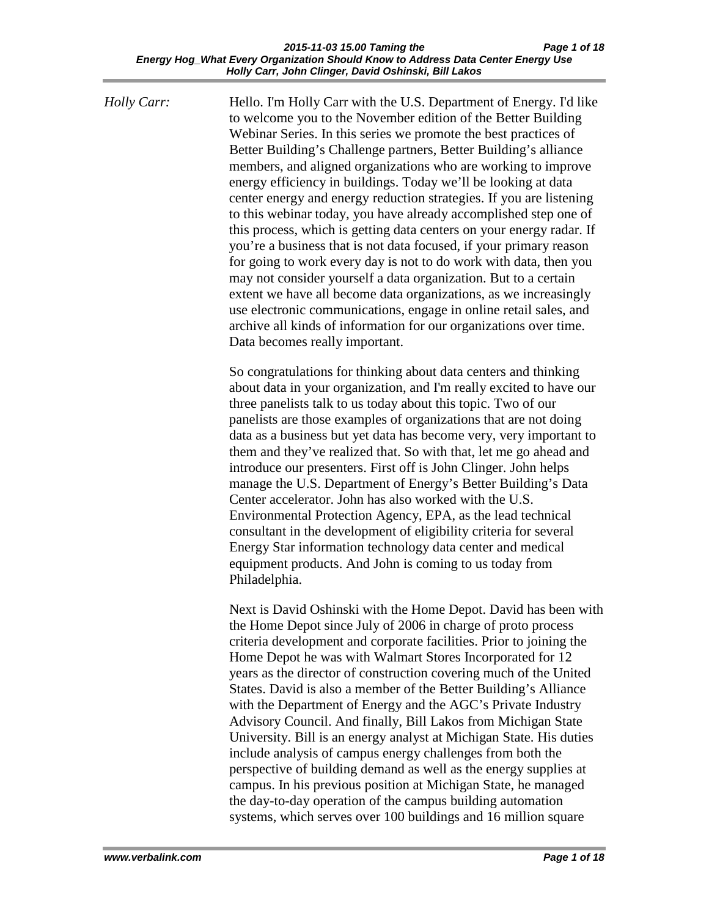*Holly Carr:* Hello. I'm Holly Carr with the U.S. Department of Energy. I'd like to welcome you to the November edition of the Better Building Webinar Series. In this series we promote the best practices of Better Building's Challenge partners, Better Building's alliance members, and aligned organizations who are working to improve energy efficiency in buildings. Today we'll be looking at data center energy and energy reduction strategies. If you are listening to this webinar today, you have already accomplished step one of this process, which is getting data centers on your energy radar. If you're a business that is not data focused, if your primary reason for going to work every day is not to do work with data, then you may not consider yourself a data organization. But to a certain extent we have all become data organizations, as we increasingly use electronic communications, engage in online retail sales, and archive all kinds of information for our organizations over time. Data becomes really important.

So congratulations for thinking about data centers and thinking about data in your organization, and I'm really excited to have our three panelists talk to us today about this topic. Two of our panelists are those examples of organizations that are not doing data as a business but yet data has become very, very important to them and they've realized that. So with that, let me go ahead and introduce our presenters. First off is John Clinger. John helps manage the U.S. Department of Energy's Better Building's Data Center accelerator. John has also worked with the U.S. Environmental Protection Agency, EPA, as the lead technical consultant in the development of eligibility criteria for several Energy Star information technology data center and medical equipment products. And John is coming to us today from Philadelphia.

Next is David Oshinski with the Home Depot. David has been with the Home Depot since July of 2006 in charge of proto process criteria development and corporate facilities. Prior to joining the Home Depot he was with Walmart Stores Incorporated for 12 years as the director of construction covering much of the United States. David is also a member of the Better Building's Alliance with the Department of Energy and the AGC's Private Industry Advisory Council. And finally, Bill Lakos from Michigan State University. Bill is an energy analyst at Michigan State. His duties include analysis of campus energy challenges from both the perspective of building demand as well as the energy supplies at campus. In his previous position at Michigan State, he managed the day-to-day operation of the campus building automation systems, which serves over 100 buildings and 16 million square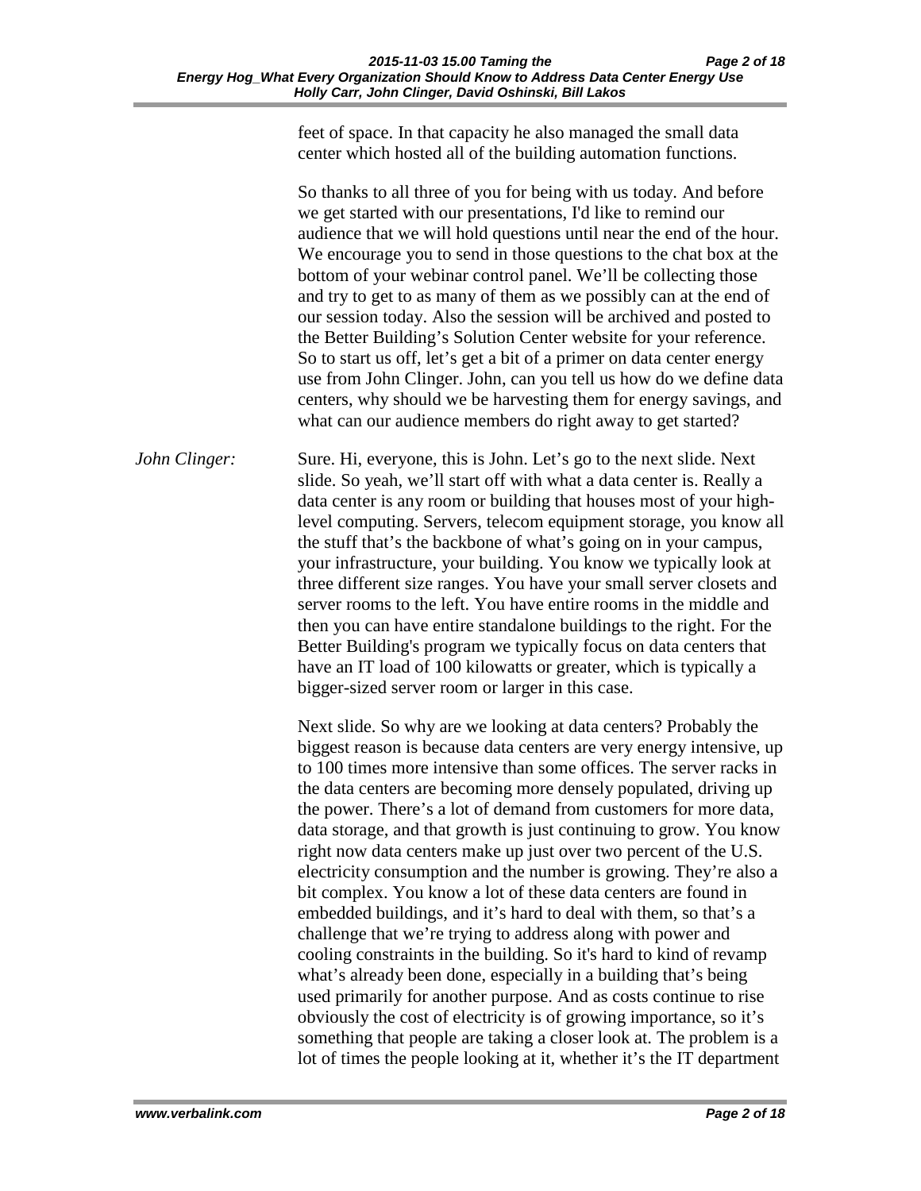feet of space. In that capacity he also managed the small data center which hosted all of the building automation functions.

So thanks to all three of you for being with us today. And before we get started with our presentations, I'd like to remind our audience that we will hold questions until near the end of the hour. We encourage you to send in those questions to the chat box at the bottom of your webinar control panel. We'll be collecting those and try to get to as many of them as we possibly can at the end of our session today. Also the session will be archived and posted to the Better Building's Solution Center website for your reference. So to start us off, let's get a bit of a primer on data center energy use from John Clinger. John, can you tell us how do we define data centers, why should we be harvesting them for energy savings, and what can our audience members do right away to get started?

*John Clinger:* Sure. Hi, everyone, this is John. Let's go to the next slide. Next slide. So yeah, we'll start off with what a data center is. Really a data center is any room or building that houses most of your high-level computing. Servers, telecom equipment storage, you know all the stuff that's the backbone of what's going on in your campus, your infrastructure, your building. You know we typically look at three different size ranges. You have your small server closets and server rooms to the left. You have entire rooms in the middle and then you can have entire standalone buildings to the right. For the Better Building's program we typically focus on data centers that have an IT load of 100 kilowatts or greater, which is typically a bigger-sized server room or larger in this case.

Next slide. So why are we looking at data centers? Probably the biggest reason is because data centers are very energy intensive, up to 100 times more intensive than some offices. The server racks in the data centers are becoming more densely populated, driving up the power. There's a lot of demand from customers for more data, data storage, and that growth is just continuing to grow. You know right now data centers make up just over two percent of the U.S. electricity consumption and the number is growing. They're also a bit complex. You know a lot of these data centers are found in embedded buildings, and it's hard to deal with them, so that's a challenge that we're trying to address along with power and cooling constraints in the building. So it's hard to kind of revamp what's already been done, especially in a building that's being used primarily for another purpose. And as costs continue to rise obviously the cost of electricity is of growing importance, so it's something that people are taking a closer look at. The problem is a lot of times the people looking at it, whether it's the IT department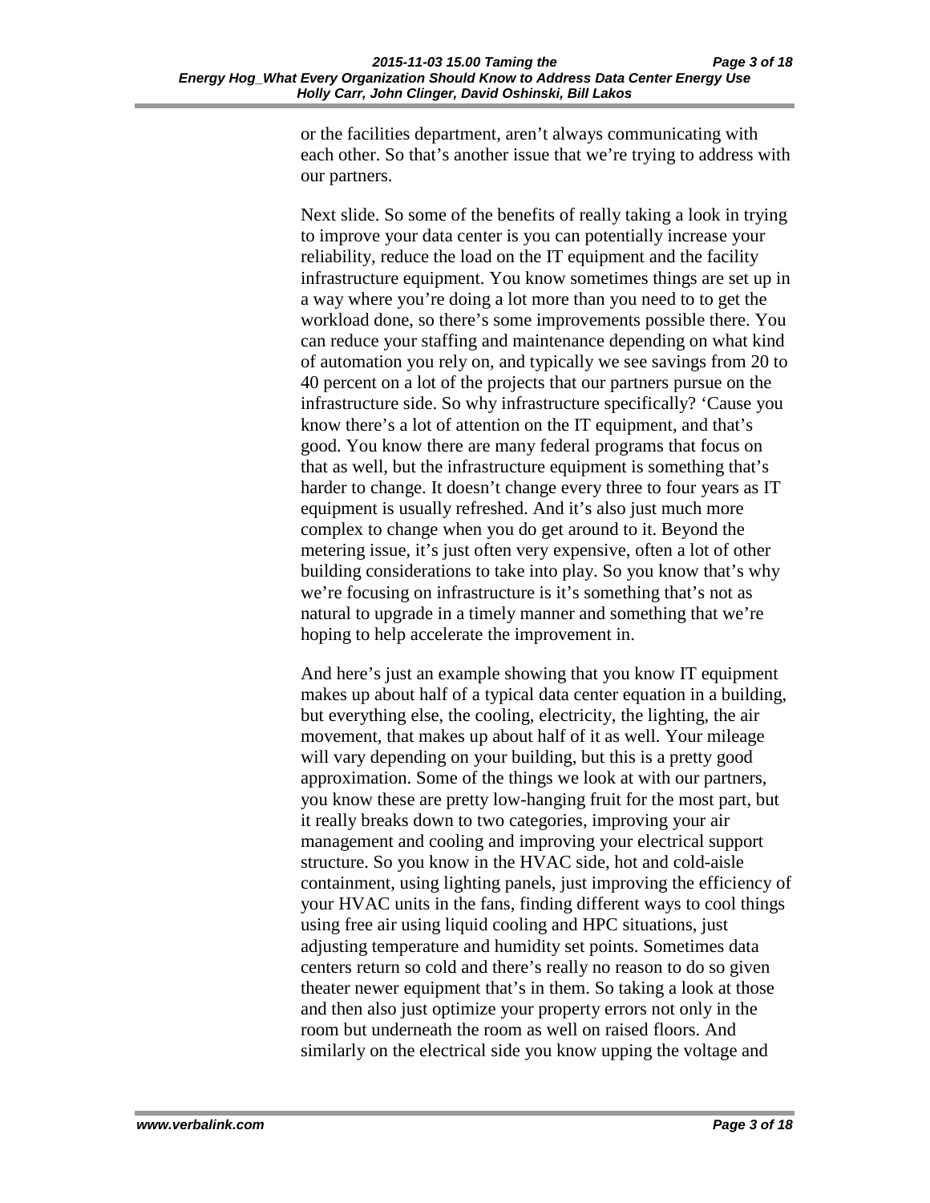or the facilities department, aren't always communicating with each other. So that's another issue that we're trying to address with our partners.

Next slide. So some of the benefits of really taking a look in trying to improve your data center is you can potentially increase your reliability, reduce the load on the IT equipment and the facility infrastructure equipment. You know sometimes things are set up in a way where you're doing a lot more than you need to to get the workload done, so there's some improvements possible there. You can reduce your staffing and maintenance depending on what kind of automation you rely on, and typically we see savings from 20 to 40 percent on a lot of the projects that our partners pursue on the infrastructure side. So why infrastructure specifically? 'Cause you know there's a lot of attention on the IT equipment, and that's good. You know there are many federal programs that focus on that as well, but the infrastructure equipment is something that's harder to change. It doesn't change every three to four years as IT equipment is usually refreshed. And it's also just much more complex to change when you do get around to it. Beyond the metering issue, it's just often very expensive, often a lot of other building considerations to take into play. So you know that's why we're focusing on infrastructure is it's something that's not as natural to upgrade in a timely manner and something that we're hoping to help accelerate the improvement in.

And here's just an example showing that you know IT equipment makes up about half of a typical data center equation in a building, but everything else, the cooling, electricity, the lighting, the air movement, that makes up about half of it as well. Your mileage will vary depending on your building, but this is a pretty good approximation. Some of the things we look at with our partners, you know these are pretty low-hanging fruit for the most part, but it really breaks down to two categories, improving your air management and cooling and improving your electrical support structure. So you know in the HVAC side, hot and cold-aisle containment, using lighting panels, just improving the efficiency of your HVAC units in the fans, finding different ways to cool things using free air using liquid cooling and HPC situations, just adjusting temperature and humidity set points. Sometimes data centers return so cold and there's really no reason to do so given theater newer equipment that's in them. So taking a look at those and then also just optimize your property errors not only in the room but underneath the room as well on raised floors. And similarly on the electrical side you know upping the voltage and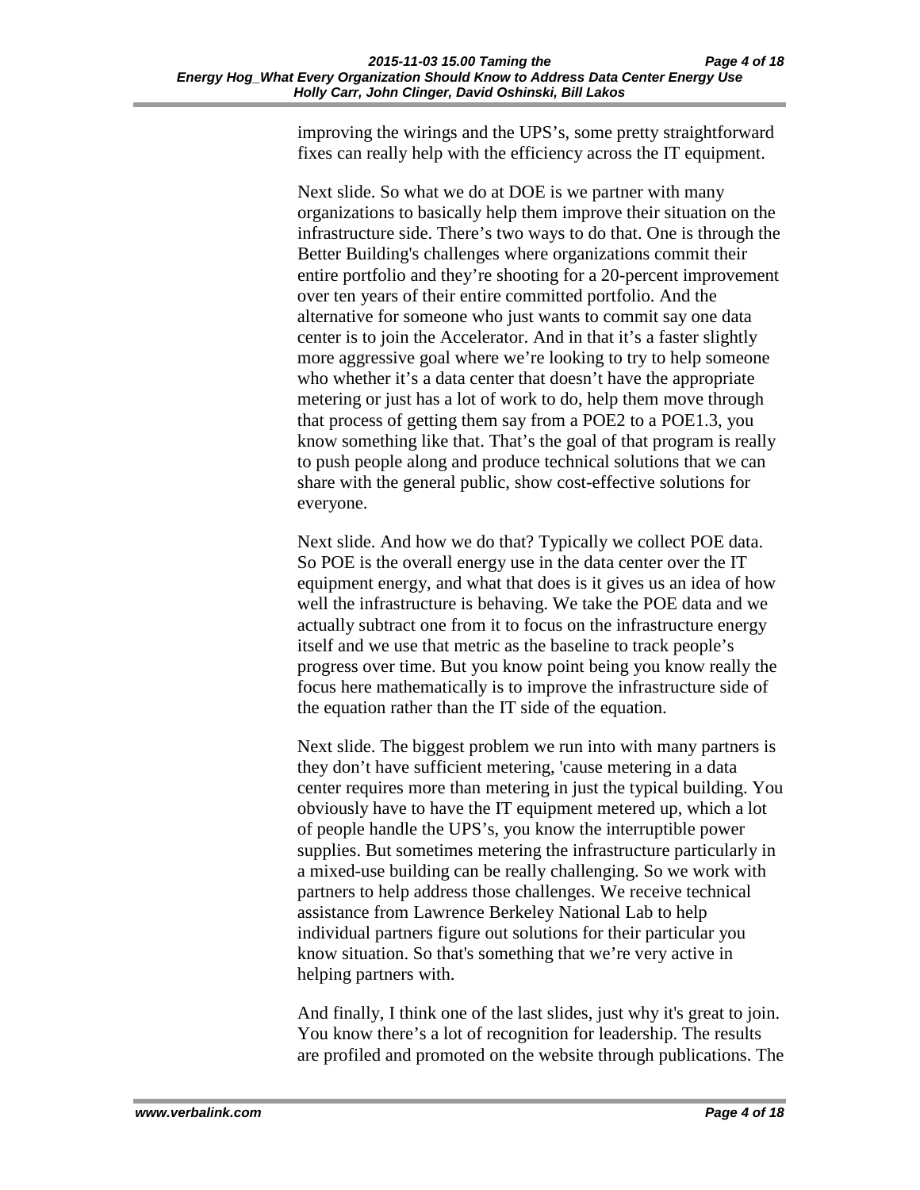improving the wirings and the UPS's, some pretty straightforward fixes can really help with the efficiency across the IT equipment.

Next slide. So what we do at DOE is we partner with many organizations to basically help them improve their situation on the infrastructure side. There's two ways to do that. One is through the Better Building's challenges where organizations commit their entire portfolio and they're shooting for a 20-percent improvement over ten years of their entire committed portfolio. And the alternative for someone who just wants to commit say one data center is to join the Accelerator. And in that it's a faster slightly more aggressive goal where we're looking to try to help someone who whether it's a data center that doesn't have the appropriate metering or just has a lot of work to do, help them move through that process of getting them say from a POE2 to a POE1.3, you know something like that. That's the goal of that program is really to push people along and produce technical solutions that we can share with the general public, show cost-effective solutions for everyone.

Next slide. And how we do that? Typically we collect POE data. So POE is the overall energy use in the data center over the IT equipment energy, and what that does is it gives us an idea of how well the infrastructure is behaving. We take the POE data and we actually subtract one from it to focus on the infrastructure energy itself and we use that metric as the baseline to track people's progress over time. But you know point being you know really the focus here mathematically is to improve the infrastructure side of the equation rather than the IT side of the equation.

Next slide. The biggest problem we run into with many partners is they don't have sufficient metering, 'cause metering in a data center requires more than metering in just the typical building. You obviously have to have the IT equipment metered up, which a lot of people handle the UPS's, you know the interruptible power supplies. But sometimes metering the infrastructure particularly in a mixed-use building can be really challenging. So we work with partners to help address those challenges. We receive technical assistance from Lawrence Berkeley National Lab to help individual partners figure out solutions for their particular you know situation. So that's something that we're very active in helping partners with.

And finally, I think one of the last slides, just why it's great to join. You know there's a lot of recognition for leadership. The results are profiled and promoted on the website through publications. The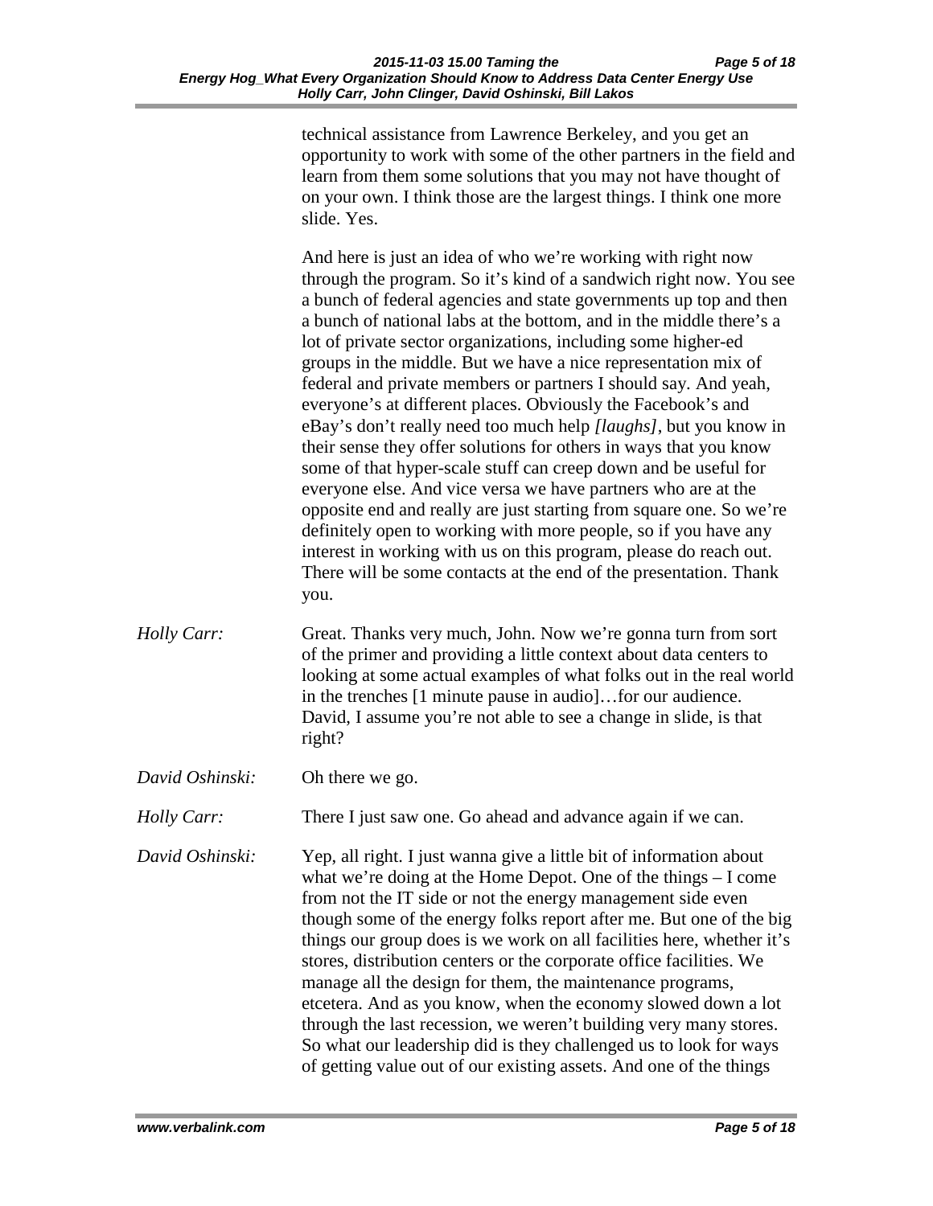technical assistance from Lawrence Berkeley, and you get an opportunity to work with some of the other partners in the field and learn from them some solutions that you may not have thought of on your own. I think those are the largest things. I think one more slide. Yes.

And here is just an idea of who we're working with right now through the program. So it's kind of a sandwich right now. You see a bunch of federal agencies and state governments up top and then a bunch of national labs at the bottom, and in the middle there's a lot of private sector organizations, including some higher-ed groups in the middle. But we have a nice representation mix of federal and private members or partners I should say. And yeah, everyone's at different places. Obviously the Facebook's and eBay's don't really need too much help *[laughs]*, but you know in their sense they offer solutions for others in ways that you know some of that hyper-scale stuff can creep down and be useful for everyone else. And vice versa we have partners who are at the opposite end and really are just starting from square one. So we're definitely open to working with more people, so if you have any interest in working with us on this program, please do reach out. There will be some contacts at the end of the presentation. Thank you.

*Holly Carr:* Great. Thanks very much, John. Now we're gonna turn from sort of the primer and providing a little context about data centers to looking at some actual examples of what folks out in the real world in the trenches [1 minute pause in audio]…for our audience. David, I assume you're not able to see a change in slide, is that right?

*David Oshinski:* Oh there we go.

*Holly Carr:* There I just saw one. Go ahead and advance again if we can.

*David Oshinski:* Yep, all right. I just wanna give a little bit of information about what we're doing at the Home Depot. One of the things – I come from not the IT side or not the energy management side even though some of the energy folks report after me. But one of the big things our group does is we work on all facilities here, whether it's stores, distribution centers or the corporate office facilities. We manage all the design for them, the maintenance programs, etcetera. And as you know, when the economy slowed down a lot through the last recession, we weren't building very many stores. So what our leadership did is they challenged us to look for ways of getting value out of our existing assets. And one of the things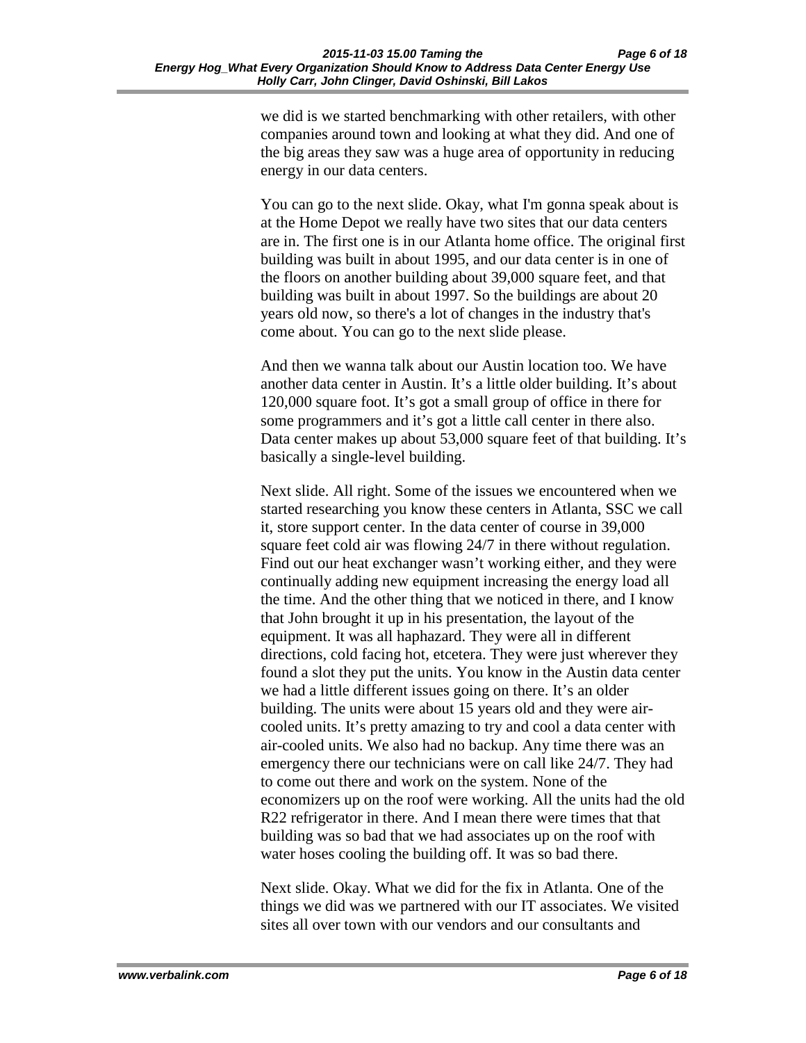we did is we started benchmarking with other retailers, with other companies around town and looking at what they did. And one of the big areas they saw was a huge area of opportunity in reducing energy in our data centers.

You can go to the next slide. Okay, what I'm gonna speak about is at the Home Depot we really have two sites that our data centers are in. The first one is in our Atlanta home office. The original first building was built in about 1995, and our data center is in one of the floors on another building about 39,000 square feet, and that building was built in about 1997. So the buildings are about 20 years old now, so there's a lot of changes in the industry that's come about. You can go to the next slide please.

And then we wanna talk about our Austin location too. We have another data center in Austin. It's a little older building. It's about 120,000 square foot. It's got a small group of office in there for some programmers and it's got a little call center in there also. Data center makes up about 53,000 square feet of that building. It's basically a single-level building.

Next slide. All right. Some of the issues we encountered when we started researching you know these centers in Atlanta, SSC we call it, store support center. In the data center of course in 39,000 square feet cold air was flowing 24/7 in there without regulation. Find out our heat exchanger wasn't working either, and they were continually adding new equipment increasing the energy load all the time. And the other thing that we noticed in there, and I know that John brought it up in his presentation, the layout of the equipment. It was all haphazard. They were all in different directions, cold facing hot, etcetera. They were just wherever they found a slot they put the units. You know in the Austin data center we had a little different issues going on there. It's an older building. The units were about 15 years old and they were air-cooled units. It's pretty amazing to try and cool a data center with air-cooled units. We also had no backup. Any time there was an emergency there our technicians were on call like 24/7. They had to come out there and work on the system. None of the economizers up on the roof were working. All the units had the old R22 refrigerator in there. And I mean there were times that that building was so bad that we had associates up on the roof with water hoses cooling the building off. It was so bad there.

Next slide. Okay. What we did for the fix in Atlanta. One of the things we did was we partnered with our IT associates. We visited sites all over town with our vendors and our consultants and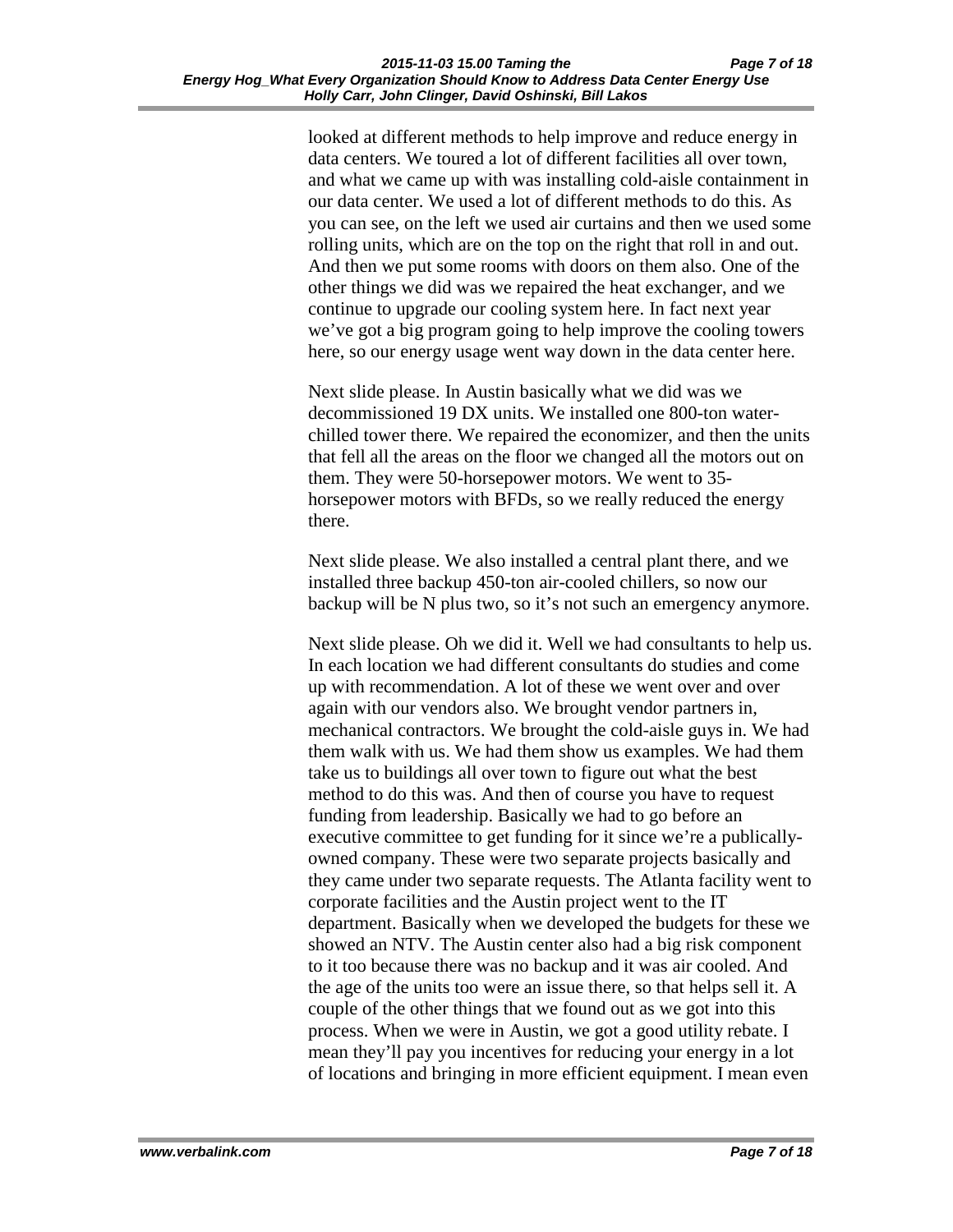looked at different methods to help improve and reduce energy in data centers. We toured a lot of different facilities all over town, and what we came up with was installing cold-aisle containment in our data center. We used a lot of different methods to do this. As you can see, on the left we used air curtains and then we used some rolling units, which are on the top on the right that roll in and out. And then we put some rooms with doors on them also. One of the other things we did was we repaired the heat exchanger, and we continue to upgrade our cooling system here. In fact next year we've got a big program going to help improve the cooling towers here, so our energy usage went way down in the data center here.

Next slide please. In Austin basically what we did was we decommissioned 19 DX units. We installed one 800-ton water-chilled tower there. We repaired the economizer, and then the units that fell all the areas on the floor we changed all the motors out on them. They were 50-horsepower motors. We went to 35-horsepower motors with BFDs, so we really reduced the energy there.

Next slide please. We also installed a central plant there, and we installed three backup 450-ton air-cooled chillers, so now our backup will be N plus two, so it's not such an emergency anymore.

Next slide please. Oh we did it. Well we had consultants to help us. In each location we had different consultants do studies and come up with recommendation. A lot of these we went over and over again with our vendors also. We brought vendor partners in, mechanical contractors. We brought the cold-aisle guys in. We had them walk with us. We had them show us examples. We had them take us to buildings all over town to figure out what the best method to do this was. And then of course you have to request funding from leadership. Basically we had to go before an executive committee to get funding for it since we're a publically-owned company. These were two separate projects basically and they came under two separate requests. The Atlanta facility went to corporate facilities and the Austin project went to the IT department. Basically when we developed the budgets for these we showed an NTV. The Austin center also had a big risk component to it too because there was no backup and it was air cooled. And the age of the units too were an issue there, so that helps sell it. A couple of the other things that we found out as we got into this process. When we were in Austin, we got a good utility rebate. I mean they'll pay you incentives for reducing your energy in a lot of locations and bringing in more efficient equipment. I mean even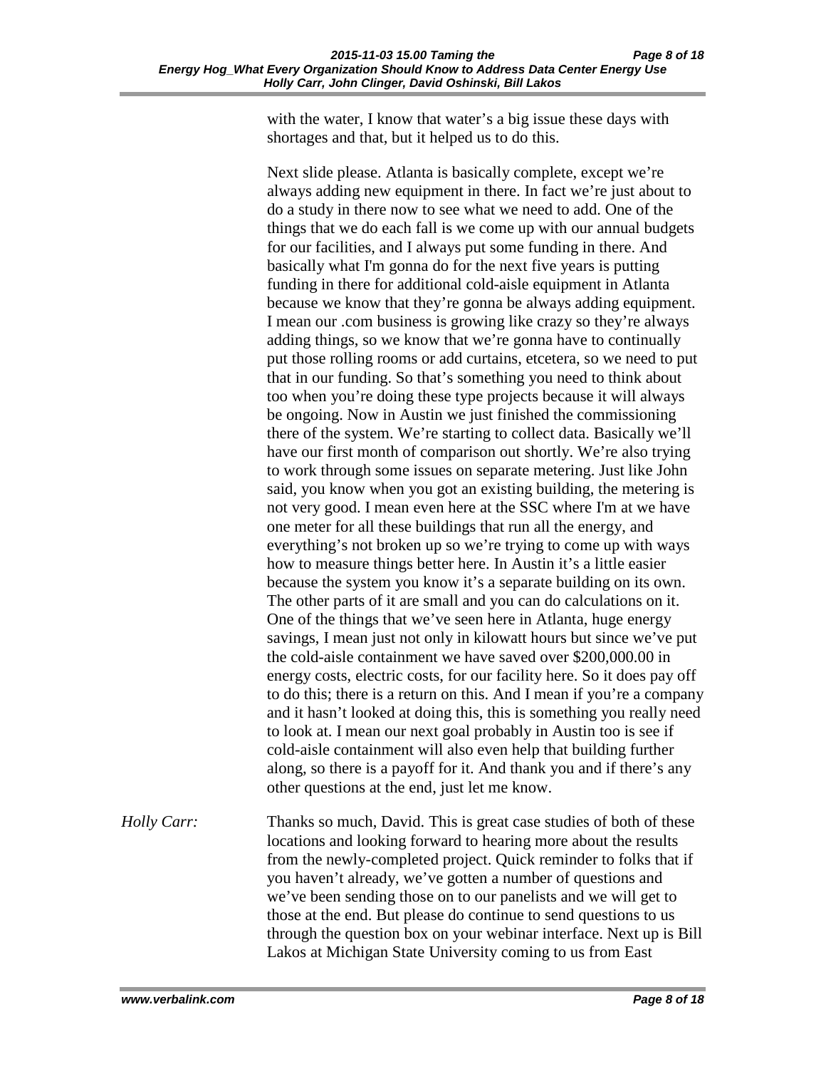with the water, I know that water's a big issue these days with shortages and that, but it helped us to do this.

Next slide please. Atlanta is basically complete, except we're always adding new equipment in there. In fact we're just about to do a study in there now to see what we need to add. One of the things that we do each fall is we come up with our annual budgets for our facilities, and I always put some funding in there. And basically what I'm gonna do for the next five years is putting funding in there for additional cold-aisle equipment in Atlanta because we know that they're gonna be always adding equipment. I mean our .com business is growing like crazy so they're always adding things, so we know that we're gonna have to continually put those rolling rooms or add curtains, etcetera, so we need to put that in our funding. So that's something you need to think about too when you're doing these type projects because it will always be ongoing. Now in Austin we just finished the commissioning there of the system. We're starting to collect data. Basically we'll have our first month of comparison out shortly. We're also trying to work through some issues on separate metering. Just like John said, you know when you got an existing building, the metering is not very good. I mean even here at the SSC where I'm at we have one meter for all these buildings that run all the energy, and everything's not broken up so we're trying to come up with ways how to measure things better here. In Austin it's a little easier because the system you know it's a separate building on its own. The other parts of it are small and you can do calculations on it. One of the things that we've seen here in Atlanta, huge energy savings, I mean just not only in kilowatt hours but since we've put the cold-aisle containment we have saved over $200,000.00 in energy costs, electric costs, for our facility here. So it does pay off to do this; there is a return on this. And I mean if you're a company and it hasn't looked at doing this, this is something you really need to look at. I mean our next goal probably in Austin too is see if cold-aisle containment will also even help that building further along, so there is a payoff for it. And thank you and if there's any other questions at the end, just let me know.

*Holly Carr:* Thanks so much, David. This is great case studies of both of these locations and looking forward to hearing more about the results from the newly-completed project. Quick reminder to folks that if you haven't already, we've gotten a number of questions and we've been sending those on to our panelists and we will get to those at the end. But please do continue to send questions to us through the question box on your webinar interface. Next up is Bill Lakos at Michigan State University coming to us from East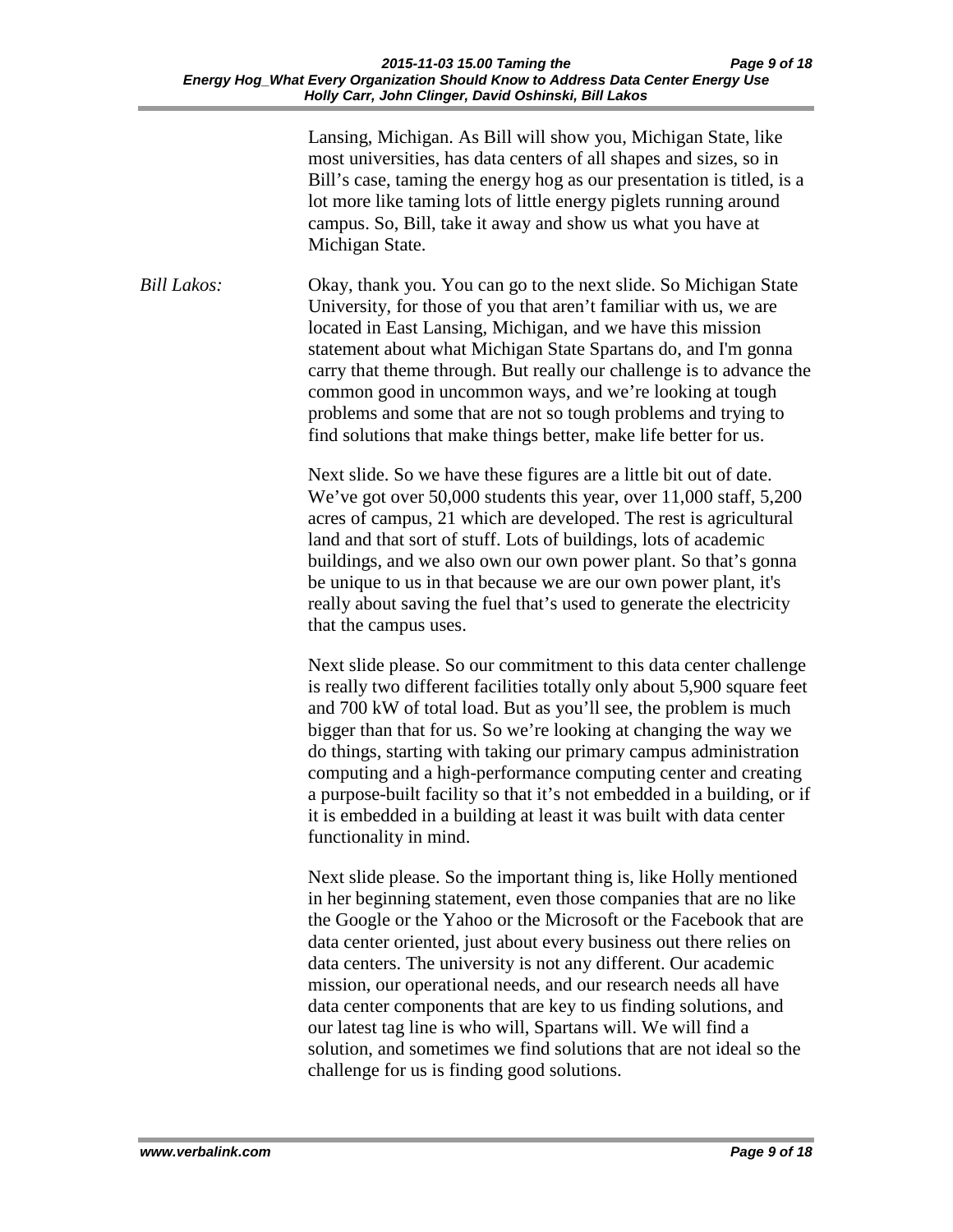Lansing, Michigan. As Bill will show you, Michigan State, like most universities, has data centers of all shapes and sizes, so in Bill's case, taming the energy hog as our presentation is titled, is a lot more like taming lots of little energy piglets running around campus. So, Bill, take it away and show us what you have at Michigan State.

*Bill Lakos:* Okay, thank you. You can go to the next slide. So Michigan State University, for those of you that aren't familiar with us, we are located in East Lansing, Michigan, and we have this mission statement about what Michigan State Spartans do, and I'm gonna carry that theme through. But really our challenge is to advance the common good in uncommon ways, and we're looking at tough problems and some that are not so tough problems and trying to find solutions that make things better, make life better for us.

Next slide. So we have these figures are a little bit out of date. We've got over 50,000 students this year, over 11,000 staff, 5,200 acres of campus, 21 which are developed. The rest is agricultural land and that sort of stuff. Lots of buildings, lots of academic buildings, and we also own our own power plant. So that's gonna be unique to us in that because we are our own power plant, it's really about saving the fuel that's used to generate the electricity that the campus uses.

Next slide please. So our commitment to this data center challenge is really two different facilities totally only about 5,900 square feet and 700 kW of total load. But as you'll see, the problem is much bigger than that for us. So we're looking at changing the way we do things, starting with taking our primary campus administration computing and a high-performance computing center and creating a purpose-built facility so that it's not embedded in a building, or if it is embedded in a building at least it was built with data center functionality in mind.

Next slide please. So the important thing is, like Holly mentioned in her beginning statement, even those companies that are no like the Google or the Yahoo or the Microsoft or the Facebook that are data center oriented, just about every business out there relies on data centers. The university is not any different. Our academic mission, our operational needs, and our research needs all have data center components that are key to us finding solutions, and our latest tag line is who will, Spartans will. We will find a solution, and sometimes we find solutions that are not ideal so the challenge for us is finding good solutions.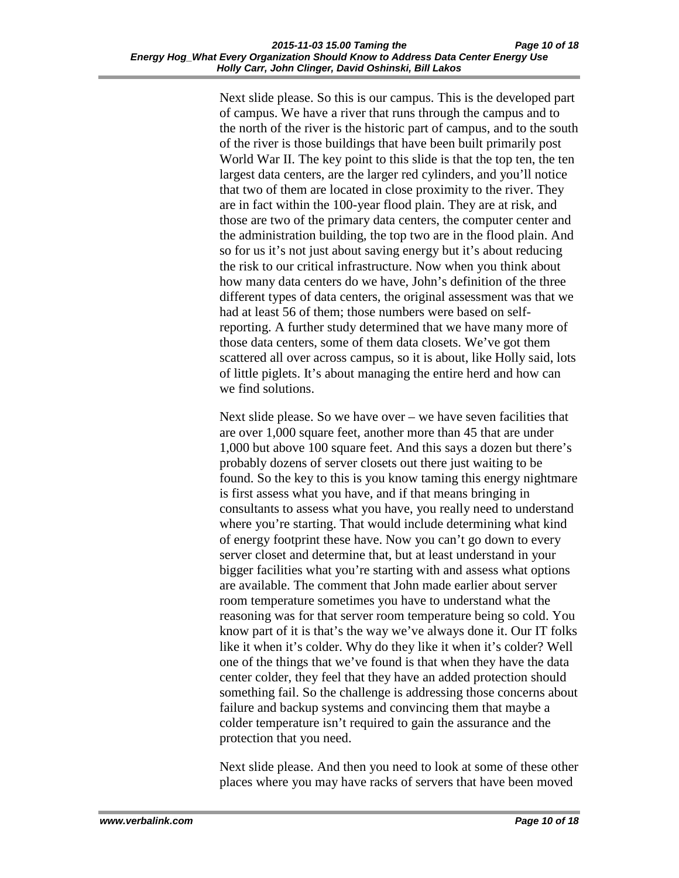Next slide please. So this is our campus. This is the developed part of campus. We have a river that runs through the campus and to the north of the river is the historic part of campus, and to the south of the river is those buildings that have been built primarily post World War II. The key point to this slide is that the top ten, the ten largest data centers, are the larger red cylinders, and you'll notice that two of them are located in close proximity to the river. They are in fact within the 100-year flood plain. They are at risk, and those are two of the primary data centers, the computer center and the administration building, the top two are in the flood plain. And so for us it's not just about saving energy but it's about reducing the risk to our critical infrastructure. Now when you think about how many data centers do we have, John's definition of the three different types of data centers, the original assessment was that we had at least 56 of them; those numbers were based on self-reporting. A further study determined that we have many more of those data centers, some of them data closets. We've got them scattered all over across campus, so it is about, like Holly said, lots of little piglets. It's about managing the entire herd and how can we find solutions.

Next slide please. So we have over – we have seven facilities that are over 1,000 square feet, another more than 45 that are under 1,000 but above 100 square feet. And this says a dozen but there's probably dozens of server closets out there just waiting to be found. So the key to this is you know taming this energy nightmare is first assess what you have, and if that means bringing in consultants to assess what you have, you really need to understand where you're starting. That would include determining what kind of energy footprint these have. Now you can't go down to every server closet and determine that, but at least understand in your bigger facilities what you're starting with and assess what options are available. The comment that John made earlier about server room temperature sometimes you have to understand what the reasoning was for that server room temperature being so cold. You know part of it is that's the way we've always done it. Our IT folks like it when it's colder. Why do they like it when it's colder? Well one of the things that we've found is that when they have the data center colder, they feel that they have an added protection should something fail. So the challenge is addressing those concerns about failure and backup systems and convincing them that maybe a colder temperature isn't required to gain the assurance and the protection that you need.

Next slide please. And then you need to look at some of these other places where you may have racks of servers that have been moved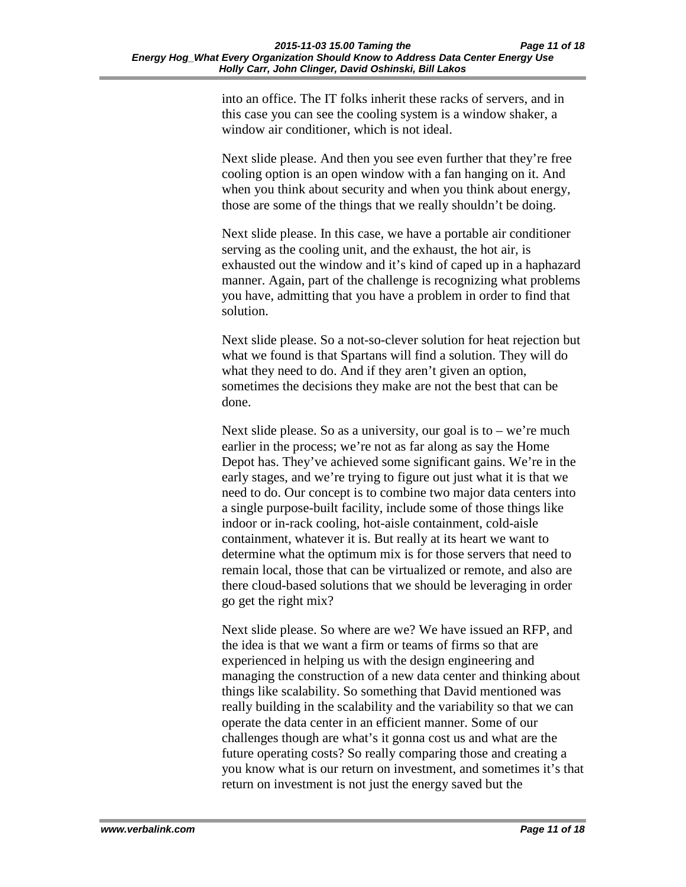into an office. The IT folks inherit these racks of servers, and in this case you can see the cooling system is a window shaker, a window air conditioner, which is not ideal.

Next slide please. And then you see even further that they're free cooling option is an open window with a fan hanging on it. And when you think about security and when you think about energy, those are some of the things that we really shouldn't be doing.

Next slide please. In this case, we have a portable air conditioner serving as the cooling unit, and the exhaust, the hot air, is exhausted out the window and it's kind of caped up in a haphazard manner. Again, part of the challenge is recognizing what problems you have, admitting that you have a problem in order to find that solution.

Next slide please. So a not-so-clever solution for heat rejection but what we found is that Spartans will find a solution. They will do what they need to do. And if they aren't given an option, sometimes the decisions they make are not the best that can be done.

Next slide please. So as a university, our goal is to – we're much earlier in the process; we're not as far along as say the Home Depot has. They've achieved some significant gains. We're in the early stages, and we're trying to figure out just what it is that we need to do. Our concept is to combine two major data centers into a single purpose-built facility, include some of those things like indoor or in-rack cooling, hot-aisle containment, cold-aisle containment, whatever it is. But really at its heart we want to determine what the optimum mix is for those servers that need to remain local, those that can be virtualized or remote, and also are there cloud-based solutions that we should be leveraging in order go get the right mix?

Next slide please. So where are we? We have issued an RFP, and the idea is that we want a firm or teams of firms so that are experienced in helping us with the design engineering and managing the construction of a new data center and thinking about things like scalability. So something that David mentioned was really building in the scalability and the variability so that we can operate the data center in an efficient manner. Some of our challenges though are what's it gonna cost us and what are the future operating costs? So really comparing those and creating a you know what is our return on investment, and sometimes it's that return on investment is not just the energy saved but the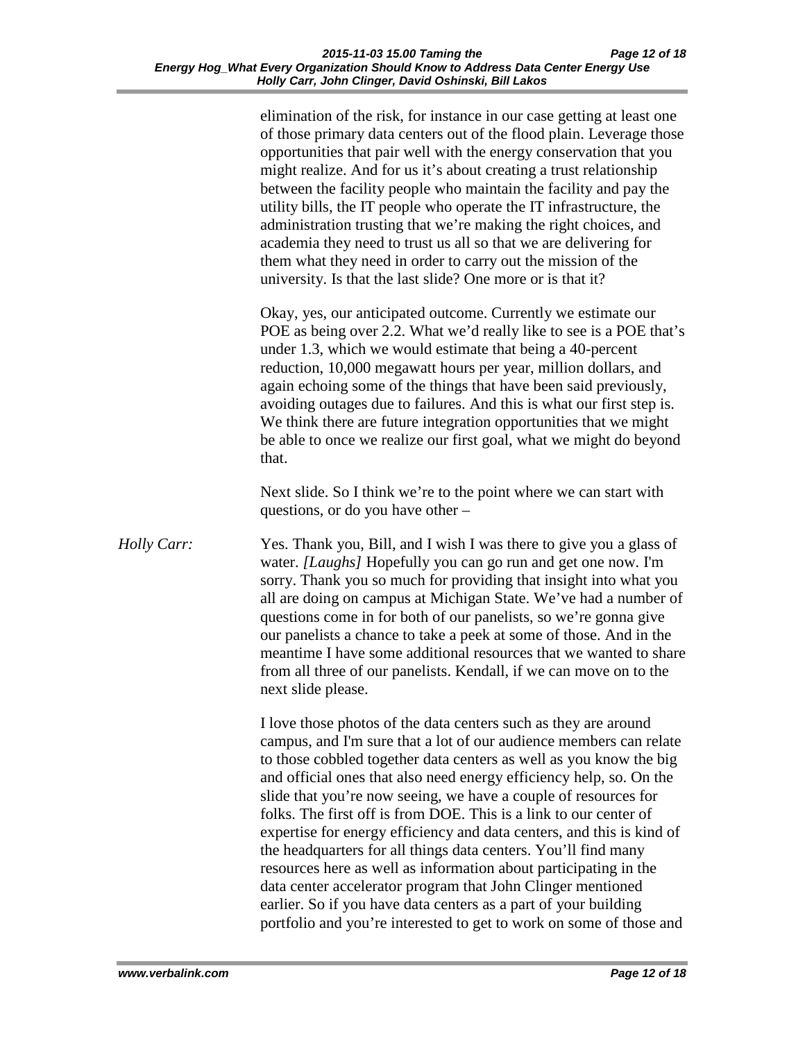elimination of the risk, for instance in our case getting at least one of those primary data centers out of the flood plain. Leverage those opportunities that pair well with the energy conservation that you might realize. And for us it's about creating a trust relationship between the facility people who maintain the facility and pay the utility bills, the IT people who operate the IT infrastructure, the administration trusting that we're making the right choices, and academia they need to trust us all so that we are delivering for them what they need in order to carry out the mission of the university. Is that the last slide? One more or is that it?

Okay, yes, our anticipated outcome. Currently we estimate our POE as being over 2.2. What we'd really like to see is a POE that's under 1.3, which we would estimate that being a 40-percent reduction, 10,000 megawatt hours per year, million dollars, and again echoing some of the things that have been said previously, avoiding outages due to failures. And this is what our first step is. We think there are future integration opportunities that we might be able to once we realize our first goal, what we might do beyond that.

Next slide. So I think we're to the point where we can start with questions, or do you have other –

*Holly Carr:* Yes. Thank you, Bill, and I wish I was there to give you a glass of water. *[Laughs]* Hopefully you can go run and get one now. I'm sorry. Thank you so much for providing that insight into what you all are doing on campus at Michigan State. We've had a number of questions come in for both of our panelists, so we're gonna give our panelists a chance to take a peek at some of those. And in the meantime I have some additional resources that we wanted to share from all three of our panelists. Kendall, if we can move on to the next slide please.

I love those photos of the data centers such as they are around campus, and I'm sure that a lot of our audience members can relate to those cobbled together data centers as well as you know the big and official ones that also need energy efficiency help, so. On the slide that you're now seeing, we have a couple of resources for folks. The first off is from DOE. This is a link to our center of expertise for energy efficiency and data centers, and this is kind of the headquarters for all things data centers. You'll find many resources here as well as information about participating in the data center accelerator program that John Clinger mentioned earlier. So if you have data centers as a part of your building portfolio and you're interested to get to work on some of those and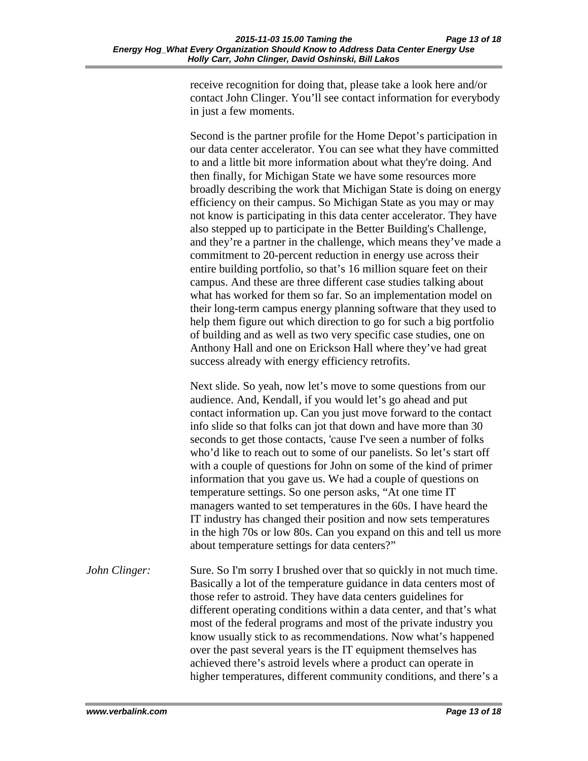receive recognition for doing that, please take a look here and/or contact John Clinger. You'll see contact information for everybody in just a few moments.

Second is the partner profile for the Home Depot's participation in our data center accelerator. You can see what they have committed to and a little bit more information about what they're doing. And then finally, for Michigan State we have some resources more broadly describing the work that Michigan State is doing on energy efficiency on their campus. So Michigan State as you may or may not know is participating in this data center accelerator. They have also stepped up to participate in the Better Building's Challenge, and they're a partner in the challenge, which means they've made a commitment to 20-percent reduction in energy use across their entire building portfolio, so that's 16 million square feet on their campus. And these are three different case studies talking about what has worked for them so far. So an implementation model on their long-term campus energy planning software that they used to help them figure out which direction to go for such a big portfolio of building and as well as two very specific case studies, one on Anthony Hall and one on Erickson Hall where they've had great success already with energy efficiency retrofits.

Next slide. So yeah, now let's move to some questions from our audience. And, Kendall, if you would let's go ahead and put contact information up. Can you just move forward to the contact info slide so that folks can jot that down and have more than 30 seconds to get those contacts, 'cause I've seen a number of folks who'd like to reach out to some of our panelists. So let's start off with a couple of questions for John on some of the kind of primer information that you gave us. We had a couple of questions on temperature settings. So one person asks, "At one time IT managers wanted to set temperatures in the 60s. I have heard the IT industry has changed their position and now sets temperatures in the high 70s or low 80s. Can you expand on this and tell us more about temperature settings for data centers?"

*John Clinger:* Sure. So I'm sorry I brushed over that so quickly in not much time. Basically a lot of the temperature guidance in data centers most of those refer to astroid. They have data centers guidelines for different operating conditions within a data center, and that's what most of the federal programs and most of the private industry you know usually stick to as recommendations. Now what's happened over the past several years is the IT equipment themselves has achieved there's astroid levels where a product can operate in higher temperatures, different community conditions, and there's a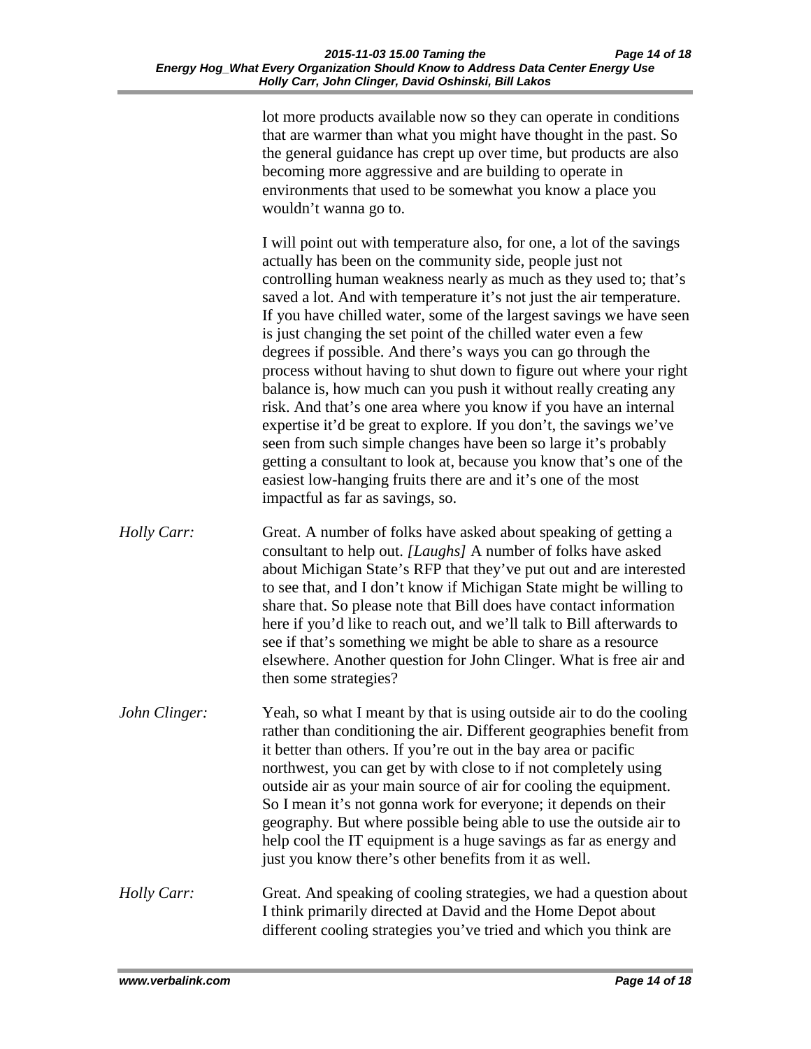lot more products available now so they can operate in conditions that are warmer than what you might have thought in the past. So the general guidance has crept up over time, but products are also becoming more aggressive and are building to operate in environments that used to be somewhat you know a place you wouldn't wanna go to.

I will point out with temperature also, for one, a lot of the savings actually has been on the community side, people just not controlling human weakness nearly as much as they used to; that's saved a lot. And with temperature it's not just the air temperature. If you have chilled water, some of the largest savings we have seen is just changing the set point of the chilled water even a few degrees if possible. And there's ways you can go through the process without having to shut down to figure out where your right balance is, how much can you push it without really creating any risk. And that's one area where you know if you have an internal expertise it'd be great to explore. If you don't, the savings we've seen from such simple changes have been so large it's probably getting a consultant to look at, because you know that's one of the easiest low-hanging fruits there are and it's one of the most impactful as far as savings, so.

*Holly Carr:* Great. A number of folks have asked about speaking of getting a consultant to help out. *[Laughs]* A number of folks have asked about Michigan State's RFP that they've put out and are interested to see that, and I don't know if Michigan State might be willing to share that. So please note that Bill does have contact information here if you'd like to reach out, and we'll talk to Bill afterwards to see if that's something we might be able to share as a resource elsewhere. Another question for John Clinger. What is free air and then some strategies?

*John Clinger:* Yeah, so what I meant by that is using outside air to do the cooling rather than conditioning the air. Different geographies benefit from it better than others. If you're out in the bay area or pacific northwest, you can get by with close to if not completely using outside air as your main source of air for cooling the equipment. So I mean it's not gonna work for everyone; it depends on their geography. But where possible being able to use the outside air to help cool the IT equipment is a huge savings as far as energy and just you know there's other benefits from it as well.

*Holly Carr:* Great. And speaking of cooling strategies, we had a question about I think primarily directed at David and the Home Depot about different cooling strategies you've tried and which you think are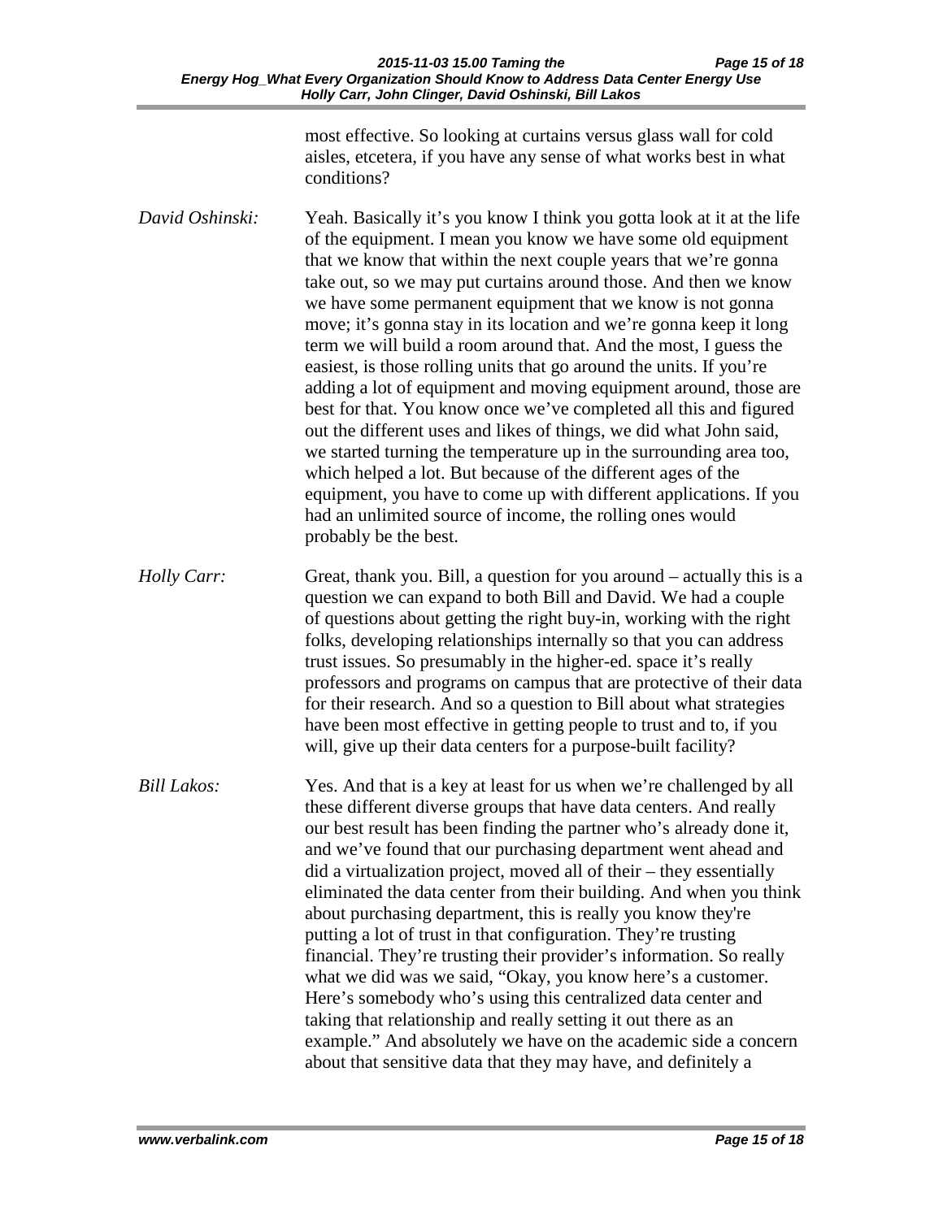most effective. So looking at curtains versus glass wall for cold aisles, etcetera, if you have any sense of what works best in what conditions?

*David Oshinski:* Yeah. Basically it's you know I think you gotta look at it at the life of the equipment. I mean you know we have some old equipment that we know that within the next couple years that we're gonna take out, so we may put curtains around those. And then we know we have some permanent equipment that we know is not gonna move; it's gonna stay in its location and we're gonna keep it long term we will build a room around that. And the most, I guess the easiest, is those rolling units that go around the units. If you're adding a lot of equipment and moving equipment around, those are best for that. You know once we've completed all this and figured out the different uses and likes of things, we did what John said, we started turning the temperature up in the surrounding area too, which helped a lot. But because of the different ages of the equipment, you have to come up with different applications. If you had an unlimited source of income, the rolling ones would probably be the best.

*Holly Carr:* Great, thank you. Bill, a question for you around – actually this is a question we can expand to both Bill and David. We had a couple of questions about getting the right buy-in, working with the right folks, developing relationships internally so that you can address trust issues. So presumably in the higher-ed. space it's really professors and programs on campus that are protective of their data for their research. And so a question to Bill about what strategies have been most effective in getting people to trust and to, if you will, give up their data centers for a purpose-built facility?

*Bill Lakos:* Yes. And that is a key at least for us when we're challenged by all these different diverse groups that have data centers. And really our best result has been finding the partner who's already done it, and we've found that our purchasing department went ahead and did a virtualization project, moved all of their – they essentially eliminated the data center from their building. And when you think about purchasing department, this is really you know they're putting a lot of trust in that configuration. They're trusting financial. They're trusting their provider's information. So really what we did was we said, "Okay, you know here's a customer. Here's somebody who's using this centralized data center and taking that relationship and really setting it out there as an example." And absolutely we have on the academic side a concern about that sensitive data that they may have, and definitely a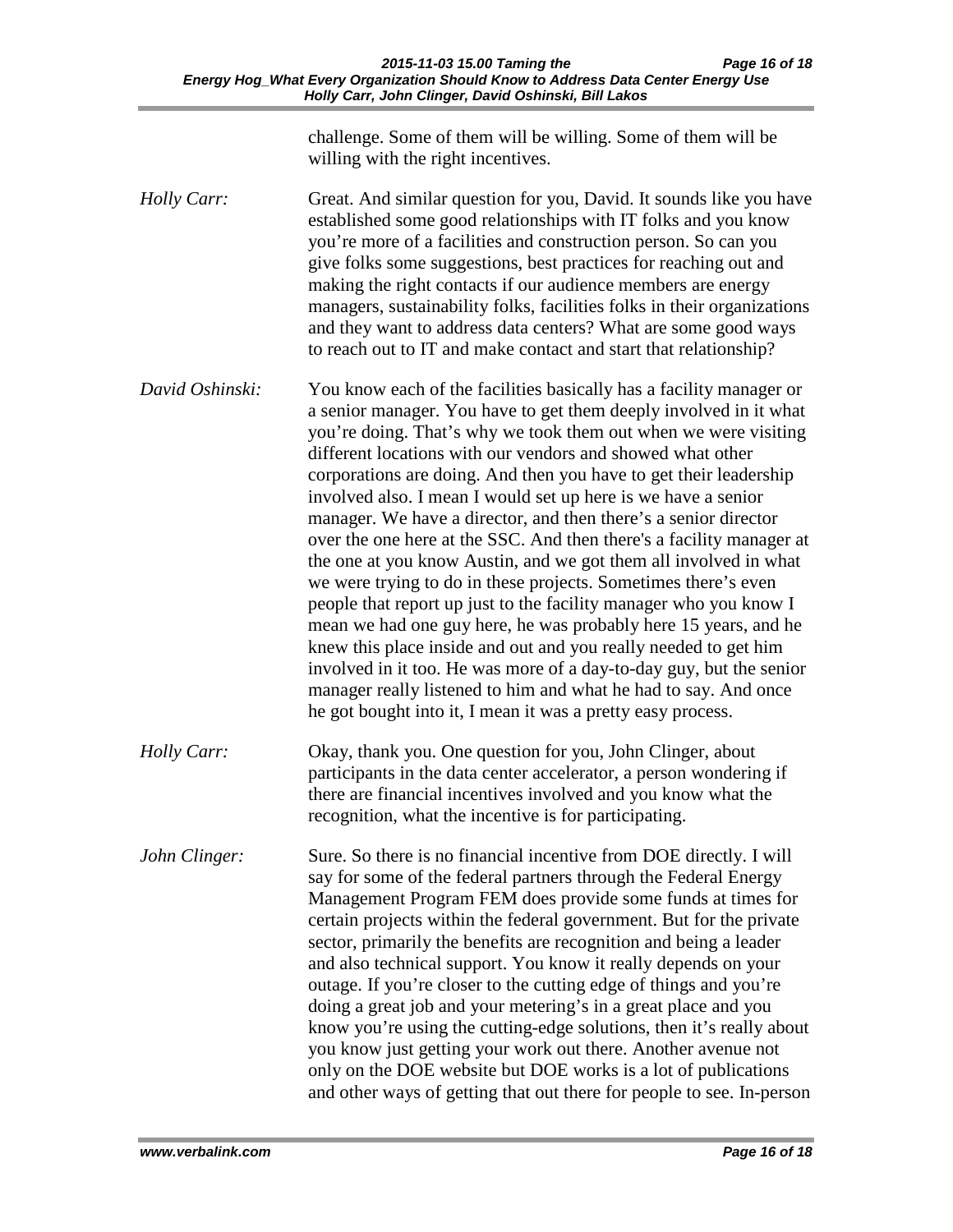challenge. Some of them will be willing. Some of them will be willing with the right incentives.

*Holly Carr:* Great. And similar question for you, David. It sounds like you have established some good relationships with IT folks and you know you're more of a facilities and construction person. So can you give folks some suggestions, best practices for reaching out and making the right contacts if our audience members are energy managers, sustainability folks, facilities folks in their organizations and they want to address data centers? What are some good ways to reach out to IT and make contact and start that relationship?

*David Oshinski:* You know each of the facilities basically has a facility manager or a senior manager. You have to get them deeply involved in it what you're doing. That's why we took them out when we were visiting different locations with our vendors and showed what other corporations are doing. And then you have to get their leadership involved also. I mean I would set up here is we have a senior manager. We have a director, and then there's a senior director over the one here at the SSC. And then there's a facility manager at the one at you know Austin, and we got them all involved in what we were trying to do in these projects. Sometimes there's even people that report up just to the facility manager who you know I mean we had one guy here, he was probably here 15 years, and he knew this place inside and out and you really needed to get him involved in it too. He was more of a day-to-day guy, but the senior manager really listened to him and what he had to say. And once he got bought into it, I mean it was a pretty easy process.

*Holly Carr:* Okay, thank you. One question for you, John Clinger, about participants in the data center accelerator, a person wondering if there are financial incentives involved and you know what the recognition, what the incentive is for participating.

*John Clinger:* Sure. So there is no financial incentive from DOE directly. I will say for some of the federal partners through the Federal Energy Management Program FEM does provide some funds at times for certain projects within the federal government. But for the private sector, primarily the benefits are recognition and being a leader and also technical support. You know it really depends on your outage. If you're closer to the cutting edge of things and you're doing a great job and your metering's in a great place and you know you're using the cutting-edge solutions, then it's really about you know just getting your work out there. Another avenue not only on the DOE website but DOE works is a lot of publications and other ways of getting that out there for people to see. In-person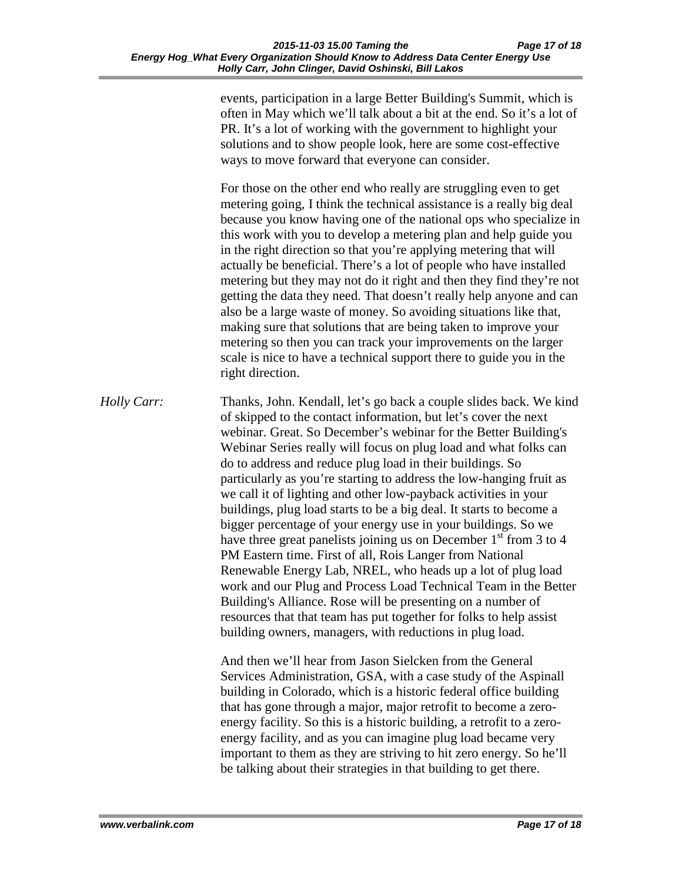events, participation in a large Better Building's Summit, which is often in May which we'll talk about a bit at the end. So it's a lot of PR. It's a lot of working with the government to highlight your solutions and to show people look, here are some cost-effective ways to move forward that everyone can consider.

For those on the other end who really are struggling even to get metering going, I think the technical assistance is a really big deal because you know having one of the national ops who specialize in this work with you to develop a metering plan and help guide you in the right direction so that you're applying metering that will actually be beneficial. There's a lot of people who have installed metering but they may not do it right and then they find they're not getting the data they need. That doesn't really help anyone and can also be a large waste of money. So avoiding situations like that, making sure that solutions that are being taken to improve your metering so then you can track your improvements on the larger scale is nice to have a technical support there to guide you in the right direction.

*Holly Carr:* Thanks, John. Kendall, let's go back a couple slides back. We kind of skipped to the contact information, but let's cover the next webinar. Great. So December's webinar for the Better Building's Webinar Series really will focus on plug load and what folks can do to address and reduce plug load in their buildings. So particularly as you're starting to address the low-hanging fruit as we call it of lighting and other low-payback activities in your buildings, plug load starts to be a big deal. It starts to become a bigger percentage of your energy use in your buildings. So we have three great panelists joining us on December 1st from 3 to 4 PM Eastern time. First of all, Rois Langer from National Renewable Energy Lab, NREL, who heads up a lot of plug load work and our Plug and Process Load Technical Team in the Better Building's Alliance. Rose will be presenting on a number of resources that that team has put together for folks to help assist building owners, managers, with reductions in plug load.

And then we'll hear from Jason Sielcken from the General Services Administration, GSA, with a case study of the Aspinall building in Colorado, which is a historic federal office building that has gone through a major, major retrofit to become a zero-energy facility. So this is a historic building, a retrofit to a zero-energy facility, and as you can imagine plug load became very important to them as they are striving to hit zero energy. So he'll be talking about their strategies in that building to get there.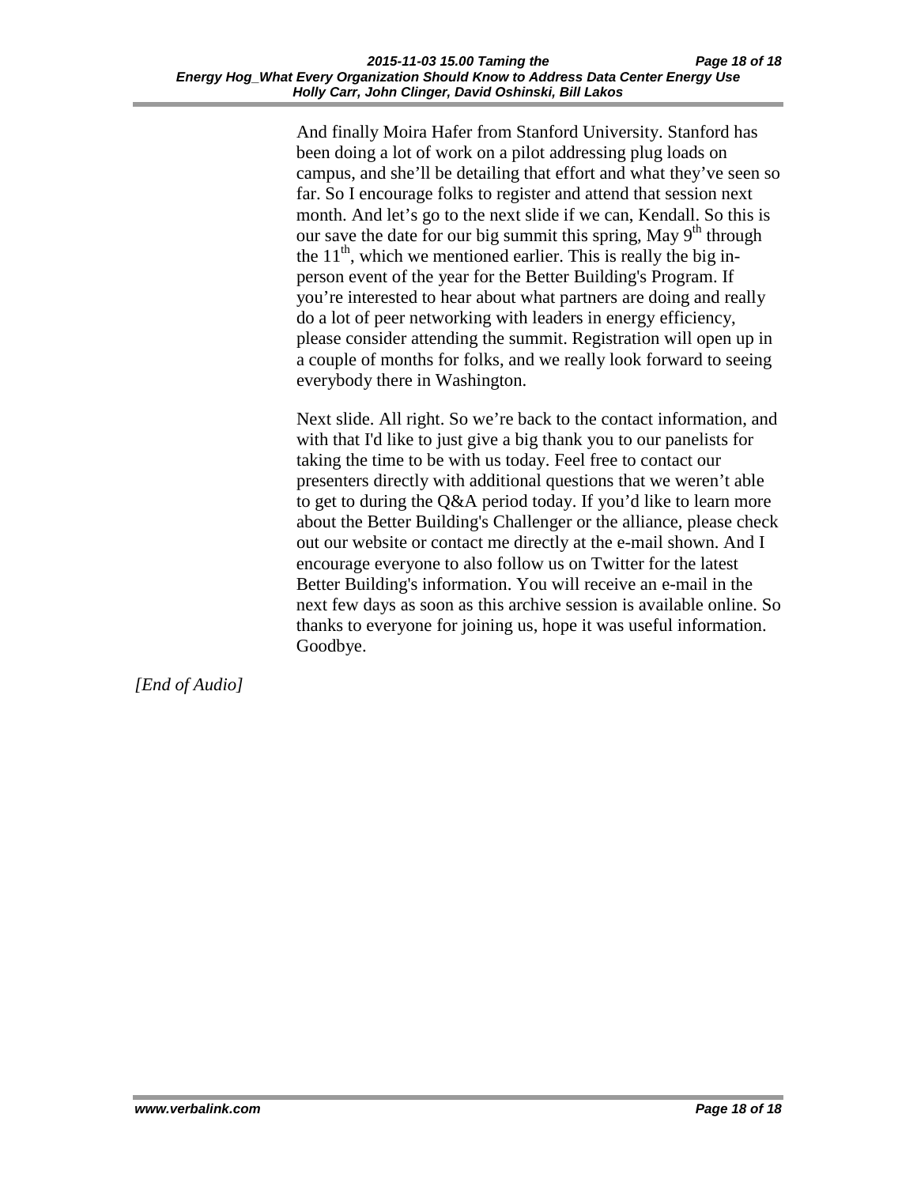And finally Moira Hafer from Stanford University. Stanford has been doing a lot of work on a pilot addressing plug loads on campus, and she'll be detailing that effort and what they've seen so far. So I encourage folks to register and attend that session next month. And let's go to the next slide if we can, Kendall. So this is our save the date for our big summit this spring, May 9th through the 11th, which we mentioned earlier. This is really the big in-person event of the year for the Better Building's Program. If you're interested to hear about what partners are doing and really do a lot of peer networking with leaders in energy efficiency, please consider attending the summit. Registration will open up in a couple of months for folks, and we really look forward to seeing everybody there in Washington.

Next slide. All right. So we're back to the contact information, and with that I'd like to just give a big thank you to our panelists for taking the time to be with us today. Feel free to contact our presenters directly with additional questions that we weren't able to get to during the Q&A period today. If you'd like to learn more about the Better Building's Challenger or the alliance, please check out our website or contact me directly at the e-mail shown. And I encourage everyone to also follow us on Twitter for the latest Better Building's information. You will receive an e-mail in the next few days as soon as this archive session is available online. So thanks to everyone for joining us, hope it was useful information. Goodbye.

*[End of Audio]*